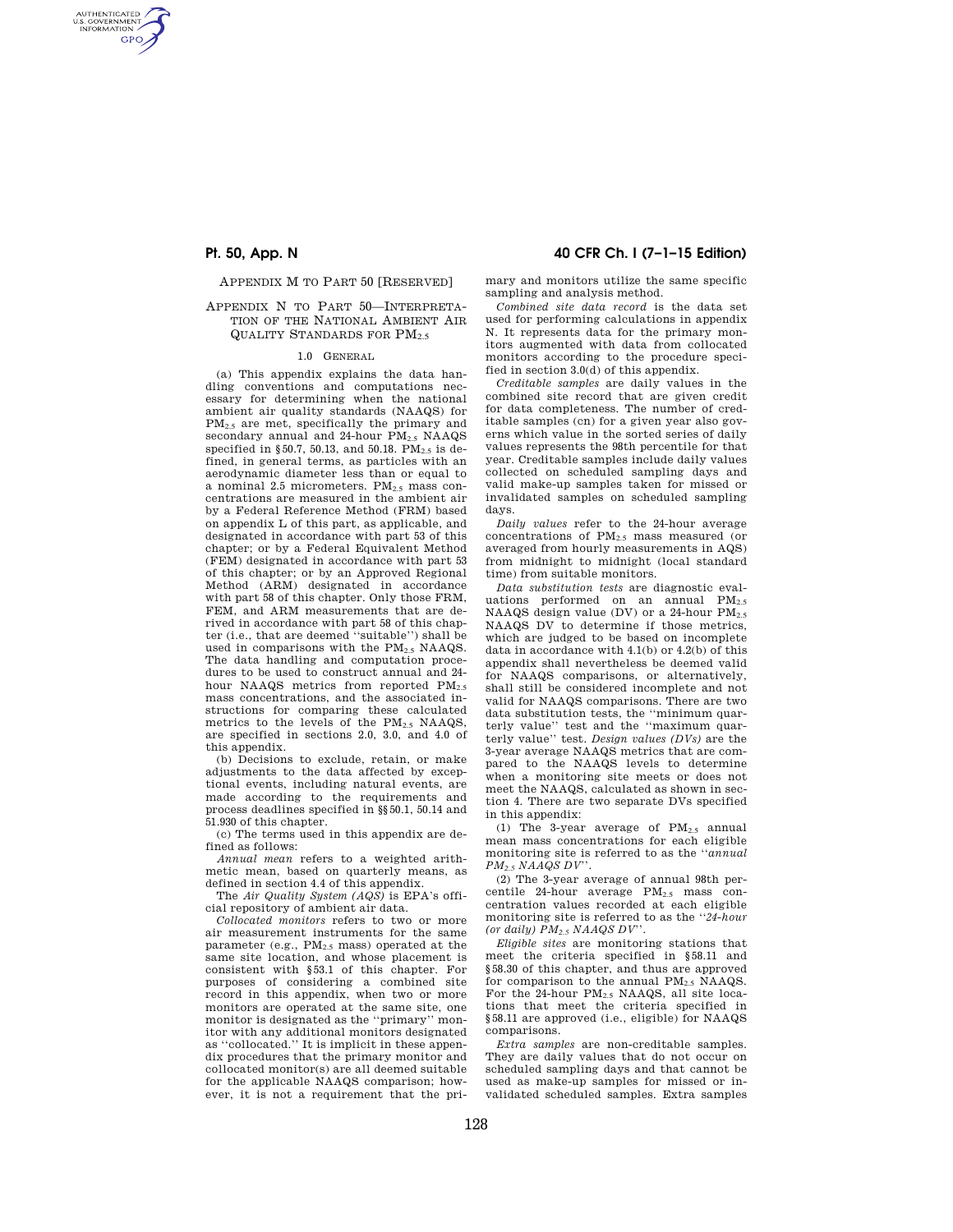## APPENDIX M TO PART 50 [RESERVED]

## APPENDIX N TO PART 50—INTERPRETATION OF THE NATIONAL AMBIENT AIR QUALITY STANDARDS FOR $PM_{2.5}$

### 1.0 GENERAL

(a) This appendix explains the data handling conventions and computations necessary for determining when the national ambient air quality standards (NAAQS) for $PM_{2.5}$ are met, specifically the primary and secondary annual and 24-hour $PM_{2.5}$ NAAQS specified in §50.7, 50.13, and 50.18. $PM_{2.5}$ is defined, in general terms, as particles with an aerodynamic diameter less than or equal to a nominal 2.5 micrometers. $PM_{2.5}$ mass concentrations are measured in the ambient air by a Federal Reference Method (FRM) based on appendix L of this part, as applicable, and designated in accordance with part 53 of this chapter; or by a Federal Equivalent Method (FEM) designated in accordance with part 53 of this chapter; or by an Approved Regional Method (ARM) designated in accordance with part 58 of this chapter. Only those FRM, FEM, and ARM measurements that are derived in accordance with part 58 of this chapter (i.e., that are deemed "suitable") shall be used in comparisons with the $PM_{2.5}$ NAAQS. The data handling and computation procedures to be used to construct annual and 24-hour NAAQS metrics from reported $PM_{2.5}$ mass concentrations, and the associated instructions for comparing these calculated metrics to the levels of the $PM_{2.5}$ NAAQS, are specified in sections 2.0, 3.0, and 4.0 of this appendix.

(b) Decisions to exclude, retain, or make adjustments to the data affected by exceptional events, including natural events, are made according to the requirements and process deadlines specified in §§50.1, 50.14 and 51.930 of this chapter.

(c) The terms used in this appendix are defined as follows:

*Annual mean* refers to a weighted arithmetic mean, based on quarterly means, as defined in section 4.4 of this appendix.

The *Air Quality System (AQS)* is EPA's official repository of ambient air data.

*Collocated monitors* refers to two or more air measurement instruments for the same parameter (e.g., $PM_{2.5}$ mass) operated at the same site location, and whose placement is consistent with §53.1 of this chapter. For purposes of considering a combined site record in this appendix, when two or more monitors are operated at the same site, one monitor is designated as the "primary" monitor with any additional monitors designated as "collocated." It is implicit in these appendix procedures that the primary monitor and collocated monitor(s) are all deemed suitable for the applicable NAAQS comparison; however, it is not a requirement that the primary and monitors utilize the same specific sampling and analysis method.

*Combined site data record* is the data set used for performing calculations in appendix N. It represents data for the primary monitors augmented with data from collocated monitors according to the procedure specified in section 3.0(d) of this appendix.

*Creditable samples* are daily values in the combined site record that are given credit for data completeness. The number of creditable samples (cn) for a given year also governs which value in the sorted series of daily values represents the 98th percentile for that year. Creditable samples include daily values collected on scheduled sampling days and valid make-up samples taken for missed or invalidated samples on scheduled sampling days.

*Daily values* refer to the 24-hour average concentrations of $PM_{2.5}$ mass measured (or averaged from hourly measurements in AQS) from midnight to midnight (local standard time) from suitable monitors.

*Data substitution tests* are diagnostic evaluations performed on an annual $PM_{2.5}$ NAAQS design value (DV) or a 24-hour $PM_{2.5}$ NAAQS DV to determine if those metrics, which are judged to be based on incomplete data in accordance with 4.1(b) or 4.2(b) of this appendix shall nevertheless be deemed valid for NAAQS comparisons, or alternatively, shall still be considered incomplete and not valid for NAAQS comparisons. There are two data substitution tests, the "minimum quarterly value" test and the "maximum quarterly value" test. *Design values (DVs)* are the 3-year average NAAQS metrics that are compared to the NAAQS levels to determine when a monitoring site meets or does not meet the NAAQS, calculated as shown in section 4. There are two separate DVs specified in this appendix:

(1) The 3-year average of $PM_{2.5}$ annual mean mass concentrations for each eligible monitoring site is referred to as the "*annual $PM_{2.5}$ NAAQS DV*".

(2) The 3-year average of annual 98th percentile 24-hour average $PM_{2.5}$ mass concentration values recorded at each eligible monitoring site is referred to as the "*24-hour (or daily) $PM_{2.5}$ NAAQS DV*".

*Eligible sites* are monitoring stations that meet the criteria specified in §58.11 and §58.30 of this chapter, and thus are approved for comparison to the annual $PM_{2.5}$ NAAQS. For the 24-hour $PM_{2.5}$ NAAQS, all site locations that meet the criteria specified in §58.11 are approved (i.e., eligible) for NAAQS comparisons.

*Extra samples* are non-creditable samples. They are daily values that do not occur on scheduled sampling days and that cannot be used as make-up samples for missed or invalidated scheduled samples. Extra samples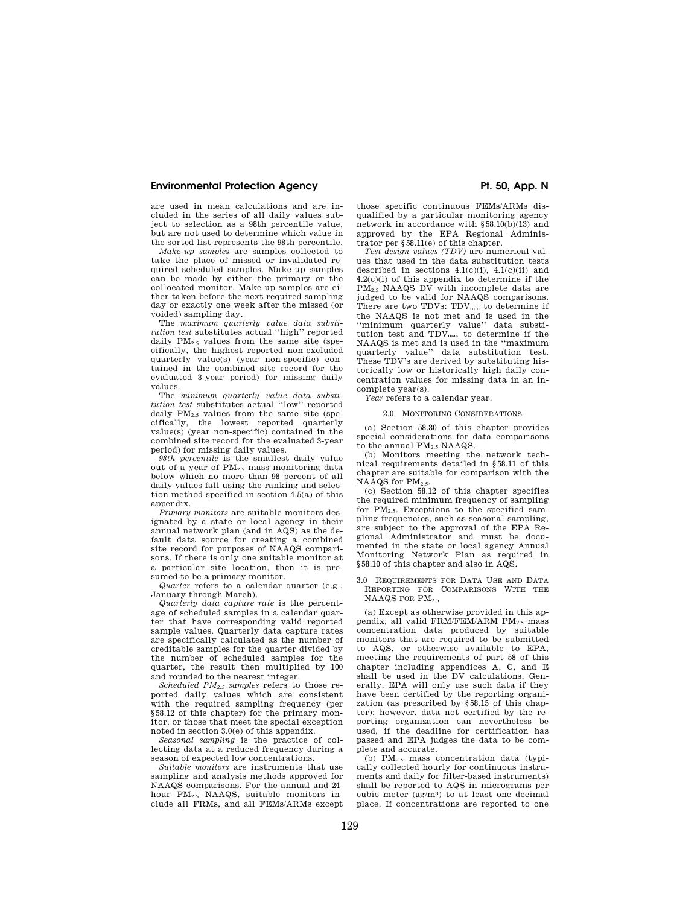are used in mean calculations and are included in the series of all daily values subject to selection as a 98th percentile value, but are not used to determine which value in the sorted list represents the 98th percentile.

*Make-up samples* are samples collected to take the place of missed or invalidated required scheduled samples. Make-up samples can be made by either the primary or the collocated monitor. Make-up samples are either taken before the next required sampling day or exactly one week after the missed (or voided) sampling day.

The *maximum quarterly value data substitution test* substitutes actual ''high'' reported daily $PM_{2.5}$ values from the same site (specifically, the highest reported non-excluded quarterly value(s) (year non-specific) contained in the combined site record for the evaluated 3-year period) for missing daily values.

The *minimum quarterly value data substitution test* substitutes actual ''low'' reported daily $PM_{2.5}$ values from the same site (specifically, the lowest reported quarterly value(s) (year non-specific) contained in the combined site record for the evaluated 3-year period) for missing daily values.

*98th percentile* is the smallest daily value out of a year of $PM_{2.5}$ mass monitoring data below which no more than 98 percent of all daily values fall using the ranking and selection method specified in section 4.5(a) of this appendix.

*Primary monitors* are suitable monitors designated by a state or local agency in their annual network plan (and in AQS) as the default data source for creating a combined site record for purposes of NAAQS comparisons. If there is only one suitable monitor at a particular site location, then it is presumed to be a primary monitor.

*Quarter* refers to a calendar quarter (e.g., January through March).

*Quarterly data capture rate* is the percentage of scheduled samples in a calendar quarter that have corresponding valid reported sample values. Quarterly data capture rates are specifically calculated as the number of creditable samples for the quarter divided by the number of scheduled samples for the quarter, the result then multiplied by 100 and rounded to the nearest integer.

*Scheduled $PM_{2.5}$ samples* refers to those reported daily values which are consistent with the required sampling frequency (per §58.12 of this chapter) for the primary monitor, or those that meet the special exception noted in section 3.0(e) of this appendix.

*Seasonal sampling* is the practice of collecting data at a reduced frequency during a season of expected low concentrations.

*Suitable monitors* are instruments that use sampling and analysis methods approved for NAAQS comparisons. For the annual and 24-hour $PM_{2.5}$ NAAQS, suitable monitors include all FRMs, and all FEMs/ARMs except those specific continuous FEMs/ARMs disqualified by a particular monitoring agency network in accordance with §58.10(b)(13) and approved by the EPA Regional Administrator per §58.11(e) of this chapter.

*Test design values (TDV)* are numerical values that used in the data substitution tests described in sections 4.1(c)(i), 4.1(c)(ii) and 4.2(c)(i) of this appendix to determine if the $PM_{2.5}$ NAAQS DV with incomplete data are judged to be valid for NAAQS comparisons. There are two TDVs: $TDV_{min}$ to determine if the NAAQS is not met and is used in the ''minimum quarterly value'' data substitution test and $TDV_{max}$ to determine if the NAAQS is met and is used in the ''maximum quarterly value'' data substitution test. These TDV's are derived by substituting historically low or historically high daily concentration values for missing data in an incomplete year(s).

*Year* refers to a calendar year.

## 2.0 MONITORING CONSIDERATIONS

(a) Section 58.30 of this chapter provides special considerations for data comparisons to the annual $PM_{2.5}$ NAAQS.

(b) Monitors meeting the network technical requirements detailed in §58.11 of this chapter are suitable for comparison with the NAAQS for $PM_{2.5}$.

(c) Section 58.12 of this chapter specifies the required minimum frequency of sampling for $PM_{2.5}$. Exceptions to the specified sampling frequencies, such as seasonal sampling, are subject to the approval of the EPA Regional Administrator and must be documented in the state or local agency Annual Monitoring Network Plan as required in §58.10 of this chapter and also in AQS.

## 3.0 REQUIREMENTS FOR DATA USE AND DATA REPORTING FOR COMPARISONS WITH THE NAAQS FOR $PM_{2.5}$

(a) Except as otherwise provided in this appendix, all valid FRM/FEM/ARM $PM_{2.5}$ mass concentration data produced by suitable monitors that are required to be submitted to AQS, or otherwise available to EPA, meeting the requirements of part 58 of this chapter including appendices A, C, and E shall be used in the DV calculations. Generally, EPA will only use such data if they have been certified by the reporting organization (as prescribed by §58.15 of this chapter); however, data not certified by the reporting organization can nevertheless be used, if the deadline for certification has passed and EPA judges the data to be complete and accurate.

(b) $PM_{2.5}$ mass concentration data (typically collected hourly for continuous instruments and daily for filter-based instruments) shall be reported to AQS in micrograms per cubic meter (μg/m³) to at least one decimal place. If concentrations are reported to one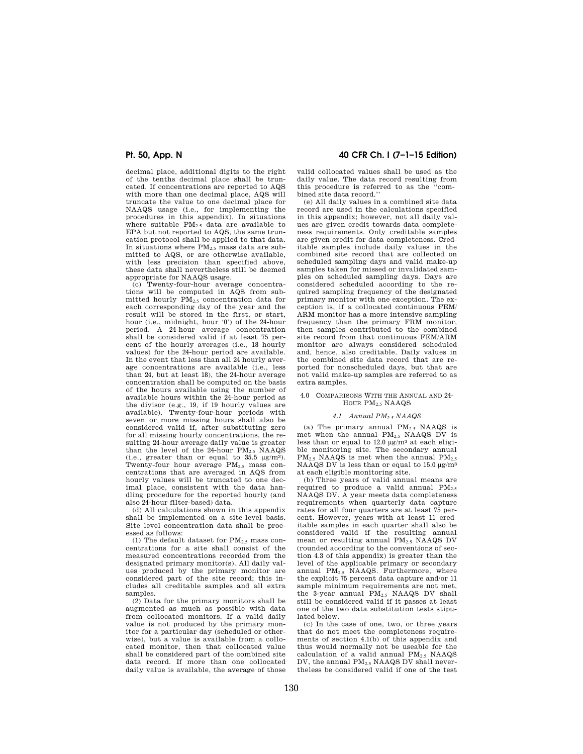decimal place, additional digits to the right of the tenths decimal place shall be truncated. If concentrations are reported to AQS with more than one decimal place, AQS will truncate the value to one decimal place for NAAQS usage (i.e., for implementing the procedures in this appendix). In situations where suitable $PM_{2.5}$ data are available to EPA but not reported to AQS, the same truncation protocol shall be applied to that data. In situations where $PM_{2.5}$ mass data are submitted to AQS, or are otherwise available, with less precision than specified above, these data shall nevertheless still be deemed appropriate for NAAQS usage.

(c) Twenty-four-hour average concentrations will be computed in AQS from submitted hourly $PM_{2.5}$ concentration data for each corresponding day of the year and the result will be stored in the first, or start, hour (i.e., midnight, hour '0') of the 24-hour period. A 24-hour average concentration shall be considered valid if at least 75 percent of the hourly averages (i.e., 18 hourly values) for the 24-hour period are available. In the event that less than all 24 hourly average concentrations are available (i.e., less than 24, but at least 18), the 24-hour average concentration shall be computed on the basis of the hours available using the number of available hours within the 24-hour period as the divisor (e.g., 19, if 19 hourly values are available). Twenty-four-hour periods with seven or more missing hours shall also be considered valid if, after substituting zero for all missing hourly concentrations, the resulting 24-hour average daily value is greater than the level of the 24-hour $PM_{2.5}$ NAAQS (i.e., greater than or equal to 35.5 μg/m³). Twenty-four hour average $PM_{2.5}$ mass concentrations that are averaged in AQS from hourly values will be truncated to one decimal place, consistent with the data handling procedure for the reported hourly (and also 24-hour filter-based) data.

(d) All calculations shown in this appendix shall be implemented on a site-level basis. Site level concentration data shall be processed as follows:

(1) The default dataset for $PM_{2.5}$ mass concentrations for a site shall consist of the measured concentrations recorded from the designated primary monitor(s). All daily values produced by the primary monitor are considered part of the site record; this includes all creditable samples and all extra samples.

(2) Data for the primary monitors shall be augmented as much as possible with data from collocated monitors. If a valid daily value is not produced by the primary monitor for a particular day (scheduled or otherwise), but a value is available from a collocated monitor, then that collocated value shall be considered part of the combined site data record. If more than one collocated daily value is available, the average of those valid collocated values shall be used as the daily value. The data record resulting from this procedure is referred to as the "combined site data record."

(e) All daily values in a combined site data record are used in the calculations specified in this appendix; however, not all daily values are given credit towards data completeness requirements. Only creditable samples are given credit for data completeness. Creditable samples include daily values in the combined site record that are collected on scheduled sampling days and valid make-up samples taken for missed or invalidated samples on scheduled sampling days. Days are considered scheduled according to the required sampling frequency of the designated primary monitor with one exception. The exception is, if a collocated continuous FEM/ARM monitor has a more intensive sampling frequency than the primary FRM monitor, then samples contributed to the combined site record from that continuous FEM/ARM monitor are always considered scheduled and, hence, also creditable. Daily values in the combined site data record that are reported for nonscheduled days, but that are not valid make-up samples are referred to as extra samples.

## 4.0 COMPARISONS WITH THE ANNUAL AND 24-HOUR $PM_{2.5}$ NAAQS

### *4.1 Annual $PM_{2.5}$ NAAQS*

(a) The primary annual $PM_{2.5}$ NAAQS is met when the annual $PM_{2.5}$ NAAQS DV is less than or equal to 12.0 μg/m³ at each eligible monitoring site. The secondary annual $PM_{2.5}$ NAAQS is met when the annual $PM_{2.5}$ NAAQS DV is less than or equal to 15.0 μg/m³ at each eligible monitoring site.

(b) Three years of valid annual means are required to produce a valid annual $PM_{2.5}$ NAAQS DV. A year meets data completeness requirements when quarterly data capture rates for all four quarters are at least 75 percent. However, years with at least 11 creditable samples in each quarter shall also be considered valid if the resulting annual mean or resulting annual $PM_{2.5}$ NAAQS DV (rounded according to the conventions of section 4.3 of this appendix) is greater than the level of the applicable primary or secondary annual $PM_{2.5}$ NAAQS. Furthermore, where the explicit 75 percent data capture and/or 11 sample minimum requirements are not met, the 3-year annual $PM_{2.5}$ NAAQS DV shall still be considered valid if it passes at least one of the two data substitution tests stipulated below.

(c) In the case of one, two, or three years that do not meet the completeness requirements of section 4.1(b) of this appendix and thus would normally not be useable for the calculation of a valid annual $PM_{2.5}$ NAAQS DV, the annual $PM_{2.5}$ NAAQS DV shall nevertheless be considered valid if one of the test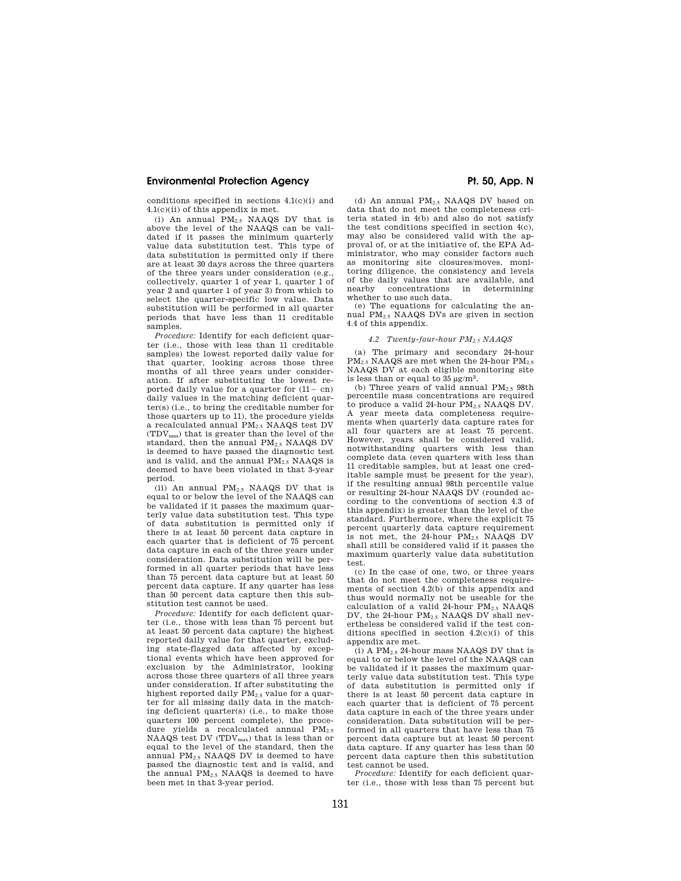conditions specified in sections 4.1(c)(i) and 4.1(c)(ii) of this appendix is met.

(i) An annual $PM_{2.5}$ NAAQS DV that is above the level of the NAAQS can be validated if it passes the minimum quarterly value data substitution test. This type of data substitution is permitted only if there are at least 30 days across the three quarters of the three years under consideration (e.g., collectively, quarter 1 of year 1, quarter 1 of year 2 and quarter 1 of year 3) from which to select the quarter-specific low value. Data substitution will be performed in all quarter periods that have less than 11 creditable samples.

*Procedure:* Identify for each deficient quarter (i.e., those with less than 11 creditable samples) the lowest reported daily value for that quarter, looking across those three months of all three years under consideration. If after substituting the lowest reported daily value for a quarter for (11− cn) daily values in the matching deficient quarter(s) (i.e., to bring the creditable number for those quarters up to 11), the procedure yields a recalculated annual $PM_{2.5}$ NAAQS test DV ($TDV_{min}$) that is greater than the level of the standard, then the annual $PM_{2.5}$ NAAQS DV is deemed to have passed the diagnostic test and is valid, and the annual $PM_{2.5}$ NAAQS is deemed to have been violated in that 3-year period.

(ii) An annual $PM_{2.5}$ NAAQS DV that is equal to or below the level of the NAAQS can be validated if it passes the maximum quarterly value data substitution test. This type of data substitution is permitted only if there is at least 50 percent data capture in each quarter that is deficient of 75 percent data capture in each of the three years under consideration. Data substitution will be performed in all quarter periods that have less than 75 percent data capture but at least 50 percent data capture. If any quarter has less than 50 percent data capture then this substitution test cannot be used.

*Procedure:* Identify for each deficient quarter (i.e., those with less than 75 percent but at least 50 percent data capture) the highest reported daily value for that quarter, excluding state-flagged data affected by exceptional events which have been approved for exclusion by the Administrator, looking across those three quarters of all three years under consideration. If after substituting the highest reported daily $PM_{2.5}$ value for a quarter for all missing daily data in the matching deficient quarter(s) (i.e., to make those quarters 100 percent complete), the procedure yields a recalculated annual $PM_{2.5}$ NAAQS test DV ($TDV_{max}$) that is less than or equal to the level of the standard, then the annual $PM_{2.5}$ NAAQS DV is deemed to have passed the diagnostic test and is valid, and the annual $PM_{2.5}$ NAAQS is deemed to have been met in that 3-year period.

(d) An annual $PM_{2.5}$ NAAQS DV based on data that do not meet the completeness criteria stated in 4(b) and also do not satisfy the test conditions specified in section 4(c), may also be considered valid with the approval of, or at the initiative of, the EPA Administrator, who may consider factors such as monitoring site closures/moves, monitoring diligence, the consistency and levels of the daily values that are available, and nearby concentrations in determining whether to use such data.

(e) The equations for calculating the annual $PM_{2.5}$ NAAQS DVs are given in section 4.4 of this appendix.

#### *4.2 Twenty-four-hour $PM_{2.5}$ NAAQS*

(a) The primary and secondary 24-hour $PM_{2.5}$ NAAQS are met when the 24-hour $PM_{2.5}$ NAAQS DV at each eligible monitoring site is less than or equal to 35 $\mu g/m^3$.

(b) Three years of valid annual $PM_{2.5}$ 98th percentile mass concentrations are required to produce a valid 24-hour $PM_{2.5}$ NAAQS DV. A year meets data completeness requirements when quarterly data capture rates for all four quarters are at least 75 percent. However, years shall be considered valid, notwithstanding quarters with less than complete data (even quarters with less than 11 creditable samples, but at least one creditable sample must be present for the year), if the resulting annual 98th percentile value or resulting 24-hour NAAQS DV (rounded according to the conventions of section 4.3 of this appendix) is greater than the level of the standard. Furthermore, where the explicit 75 percent quarterly data capture requirement is not met, the 24-hour $PM_{2.5}$ NAAQS DV shall still be considered valid if it passes the maximum quarterly value data substitution test.

(c) In the case of one, two, or three years that do not meet the completeness requirements of section 4.2(b) of this appendix and thus would normally not be useable for the calculation of a valid 24-hour $PM_{2.5}$ NAAQS DV, the 24-hour $PM_{2.5}$ NAAQS DV shall nevertheless be considered valid if the test conditions specified in section 4.2(c)(i) of this appendix are met.

(i) A $PM_{2.5}$ 24-hour mass NAAQS DV that is equal to or below the level of the NAAQS can be validated if it passes the maximum quarterly value data substitution test. This type of data substitution is permitted only if there is at least 50 percent data capture in each quarter that is deficient of 75 percent data capture in each of the three years under consideration. Data substitution will be performed in all quarters that have less than 75 percent data capture but at least 50 percent data capture. If any quarter has less than 50 percent data capture then this substitution test cannot be used.

*Procedure:* Identify for each deficient quarter (i.e., those with less than 75 percent but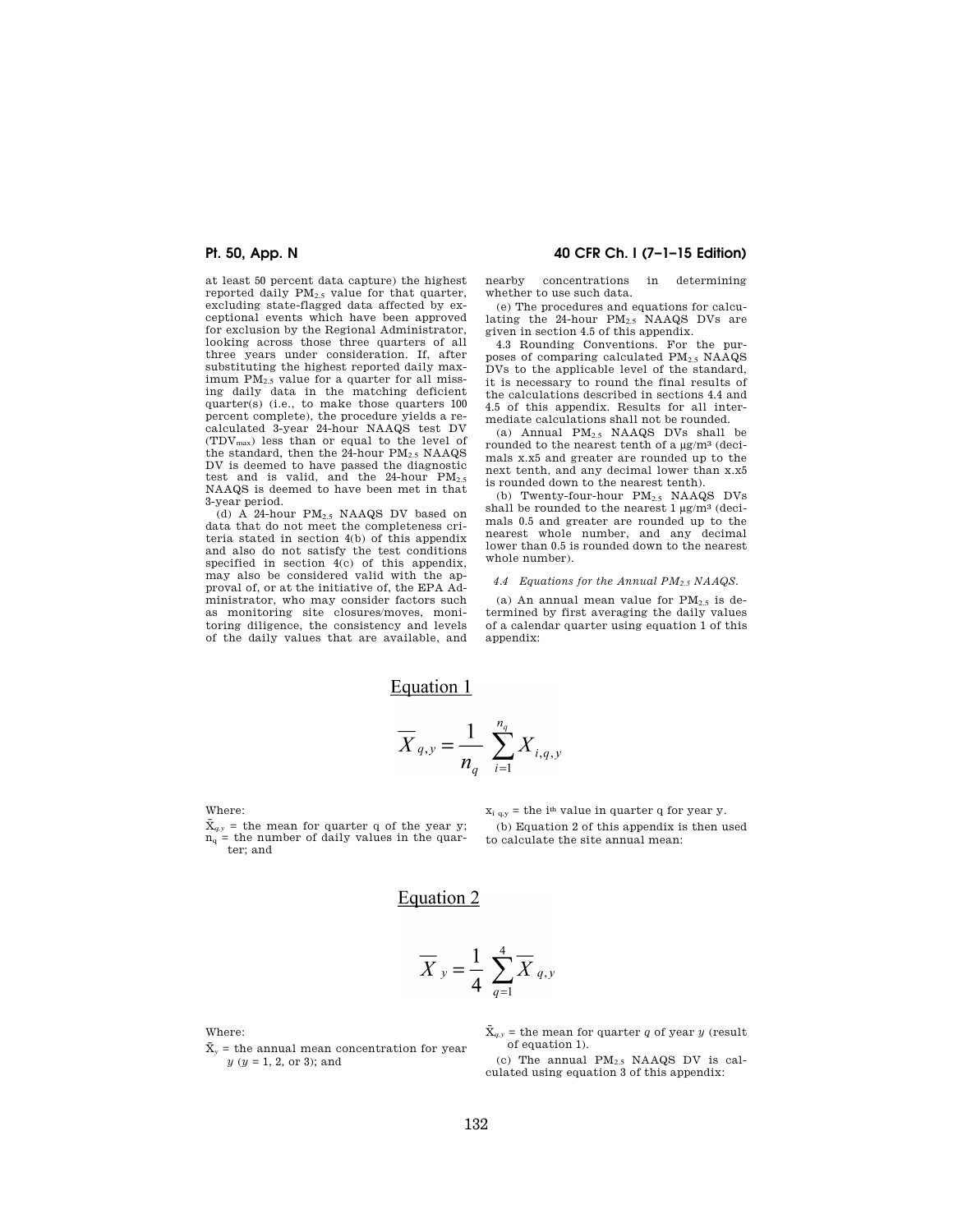at least 50 percent data capture) the highest reported daily $PM_{2.5}$ value for that quarter, excluding state-flagged data affected by exceptional events which have been approved for exclusion by the Regional Administrator, looking across those three quarters of all three years under consideration. If, after substituting the highest reported daily maximum $PM_{2.5}$ value for a quarter for all missing daily data in the matching deficient quarter(s) (i.e., to make those quarters 100 percent complete), the procedure yields a recalculated 3-year 24-hour NAAQS test DV ($TDV_{max}$) less than or equal to the level of the standard, then the 24-hour $PM_{2.5}$ NAAQS DV is deemed to have passed the diagnostic test and is valid, and the 24-hour $PM_{2.5}$ NAAQS is deemed to have been met in that 3-year period.

(d) A 24-hour $PM_{2.5}$ NAAQS DV based on data that do not meet the completeness criteria stated in section 4(b) of this appendix and also do not satisfy the test conditions specified in section 4(c) of this appendix, may also be considered valid with the approval of, or at the initiative of, the EPA Administrator, who may consider factors such as monitoring site closures/moves, monitoring diligence, the consistency and levels of the daily values that are available, and nearby concentrations in determining whether to use such data.

(e) The procedures and equations for calculating the 24-hour $PM_{2.5}$ NAAQS DVs are given in section 4.5 of this appendix.

4.3 Rounding Conventions. For the purposes of comparing calculated $PM_{2.5}$ NAAQS DVs to the applicable level of the standard, it is necessary to round the final results of the calculations described in sections 4.4 and 4.5 of this appendix. Results for all intermediate calculations shall not be rounded.

(a) Annual $PM_{2.5}$ NAAQS DVs shall be rounded to the nearest tenth of a μg/m³ (decimals x.x5 and greater are rounded up to the next tenth, and any decimal lower than x.x5 is rounded down to the nearest tenth).

(b) Twenty-four-hour $PM_{2.5}$ NAAQS DVs shall be rounded to the nearest 1 μg/m³ (decimals 0.5 and greater are rounded up to the nearest whole number, and any decimal lower than 0.5 is rounded down to the nearest whole number).

*4.4 Equations for the Annual $PM_{2.5}$ NAAQS.*

(a) An annual mean value for $PM_{2.5}$ is determined by first averaging the daily values of a calendar quarter using equation 1 of this appendix:

Equation 1

$$\overline{X}_{q,y} = \frac{1}{n_q} \sum_{i=1}^{n_q} X_{i,q,y}$$

Where:

$\bar{X}_{q,y}$ = the mean for quarter q of the year y;

$n_q$ = the number of daily values in the quarter; and

$x_{i\,q,y}$ = the $i^{th}$ value in quarter q for year y.

(b) Equation 2 of this appendix is then used to calculate the site annual mean:

Equation 2

$$\overline{X}_{y} = \frac{1}{4} \sum_{q=1}^{4} \overline{X}_{q,y}$$

Where:

$\bar{X}_y$ = the annual mean concentration for year $y$ ($y$ = 1, 2, or 3); and

$\bar{X}_{q,y}$ = the mean for quarter $q$ of year $y$ (result of equation 1).

(c) The annual $PM_{2.5}$ NAAQS DV is calculated using equation 3 of this appendix: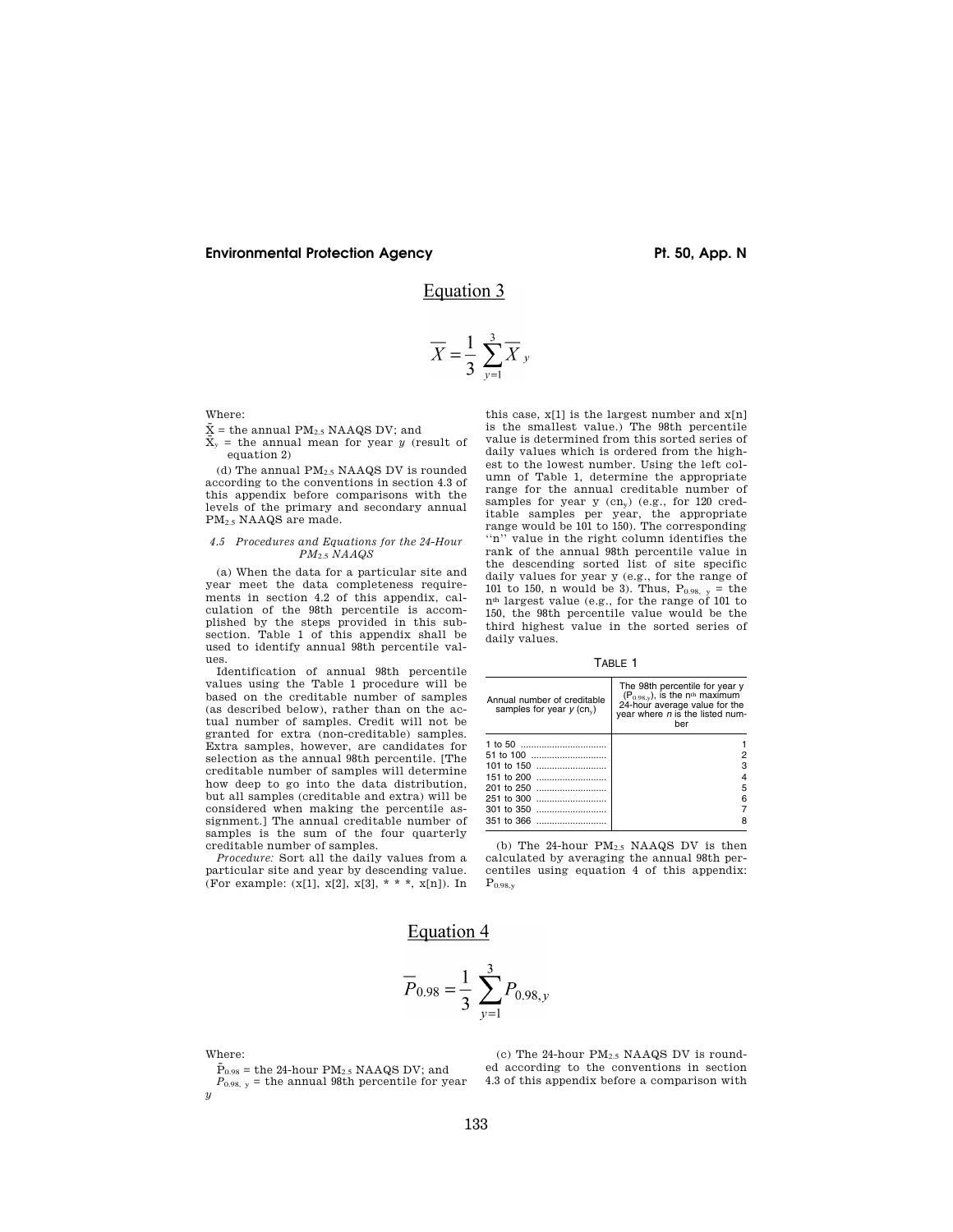Equation 3

$$\overline{X} = \frac{1}{3} \sum_{y=1}^{3} \overline{X}_y$$

Where:

$\bar{X}$ = the annual $PM_{2.5}$ NAAQS DV; and

$\bar{X}_y$ = the annual mean for year $y$ (result of equation 2)

(d) The annual $PM_{2.5}$ NAAQS DV is rounded according to the conventions in section 4.3 of this appendix before comparisons with the levels of the primary and secondary annual $PM_{2.5}$ NAAQS are made.

### *4.5 Procedures and Equations for the 24-Hour $PM_{2.5}$ NAAQS*

(a) When the data for a particular site and year meet the data completeness requirements in section 4.2 of this appendix, calculation of the 98th percentile is accomplished by the steps provided in this subsection. Table 1 of this appendix shall be used to identify annual 98th percentile values.

Identification of annual 98th percentile values using the Table 1 procedure will be based on the creditable number of samples (as described below), rather than on the actual number of samples. Credit will not be granted for extra (non-creditable) samples. Extra samples, however, are candidates for selection as the annual 98th percentile. [The creditable number of samples will determine how deep to go into the data distribution, but all samples (creditable and extra) will be considered when making the percentile assignment.] The annual creditable number of samples is the sum of the four quarterly creditable number of samples.

*Procedure:* Sort all the daily values from a particular site and year by descending value. (For example: (x[1], x[2], x[3], * * *, x[n]). In this case, x[1] is the largest number and x[n] is the smallest value.) The 98th percentile value is determined from this sorted series of daily values which is ordered from the highest to the lowest number. Using the left column of Table 1, determine the appropriate range for the annual creditable number of samples for year y ($cn_y$) (e.g., for 120 creditable samples per year, the appropriate range would be 101 to 150). The corresponding "n" value in the right column identifies the rank of the annual 98th percentile value in the descending sorted list of site specific daily values for year y (e.g., for the range of 101 to 150, n would be 3). Thus, $P_{0.98,\,y}$ = the $n^{th}$ largest value (e.g., for the range of 101 to 150, the 98th percentile value would be the third highest value in the sorted series of daily values.

TABLE 1

| Annual number of creditable samples for year $y$ ($cn_y$) | The 98th percentile for year y ($P_{0.98,y}$), is the $n^{th}$ maximum 24-hour average value for the year where $n$ is the listed number |
|---|---|
| 1 to 50 | 1 |
| 51 to 100 | 2 |
| 101 to 150 | 3 |
| 151 to 200 | 4 |
| 201 to 250 | 5 |
| 251 to 300 | 6 |
| 301 to 350 | 7 |
| 351 to 366 | 8 |

(b) The 24-hour $PM_{2.5}$ NAAQS DV is then calculated by averaging the annual 98th percentiles using equation 4 of this appendix: $P_{0.98,y}$

Equation 4

$$\overline{P}_{0.98} = \frac{1}{3} \sum_{y=1}^{3} P_{0.98,y}$$

Where:

$\bar{P}_{0.98}$ = the 24-hour $PM_{2.5}$ NAAQS DV; and

$P_{0.98,\,y}$ = the annual 98th percentile for year $y$

(c) The 24-hour $PM_{2.5}$ NAAQS DV is rounded according to the conventions in section 4.3 of this appendix before a comparison with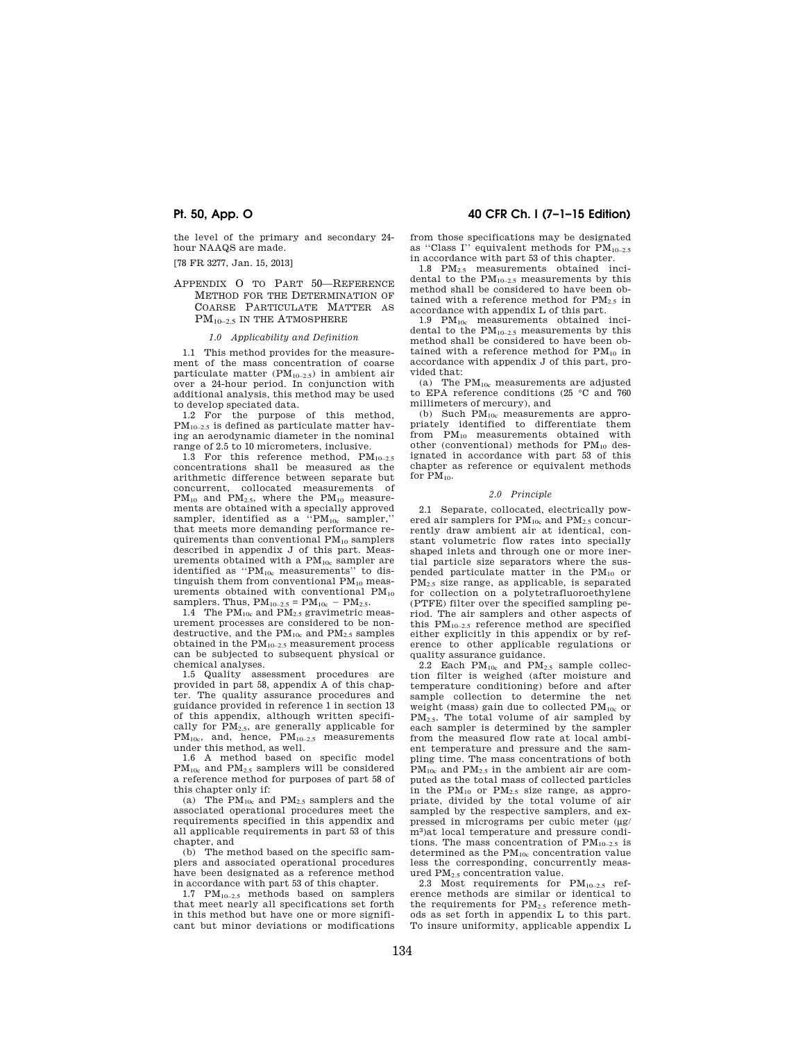the level of the primary and secondary 24-hour NAAQS are made.

[78 FR 3277, Jan. 15, 2013]

## Appendix O to Part 50—Reference Method for the Determination of Coarse Particulate Matter as $PM_{10-2.5}$ in the Atmosphere

### *1.0 Applicability and Definition*

1.1 This method provides for the measurement of the mass concentration of coarse particulate matter ($PM_{10-2.5}$) in ambient air over a 24-hour period. In conjunction with additional analysis, this method may be used to develop speciated data.

1.2 For the purpose of this method, $PM_{10-2.5}$ is defined as particulate matter having an aerodynamic diameter in the nominal range of 2.5 to 10 micrometers, inclusive.

1.3 For this reference method, $PM_{10-2.5}$ concentrations shall be measured as the arithmetic difference between separate but concurrent, collocated measurements of $PM_{10}$ and $PM_{2.5}$, where the $PM_{10}$ measurements are obtained with a specially approved sampler, identified as a ''$PM_{10c}$ sampler,'' that meets more demanding performance requirements than conventional $PM_{10}$ samplers described in appendix J of this part. Measurements obtained with a $PM_{10c}$ sampler are identified as ''$PM_{10c}$ measurements'' to distinguish them from conventional $PM_{10}$ measurements obtained with conventional $PM_{10}$ samplers. Thus, $PM_{10-2.5} = PM_{10c} - PM_{2.5}$.

1.4 The $PM_{10c}$ and $PM_{2.5}$ gravimetric measurement processes are considered to be non-destructive, and the $PM_{10c}$ and $PM_{2.5}$ samples obtained in the $PM_{10-2.5}$ measurement process can be subjected to subsequent physical or chemical analyses.

1.5 Quality assessment procedures are provided in part 58, appendix A of this chapter. The quality assurance procedures and guidance provided in reference 1 in section 13 of this appendix, although written specifically for $PM_{2.5}$, are generally applicable for $PM_{10c}$, and, hence, $PM_{10-2.5}$ measurements under this method, as well.

1.6 A method based on specific model $PM_{10c}$ and $PM_{2.5}$ samplers will be considered a reference method for purposes of part 58 of this chapter only if:

(a) The $PM_{10c}$ and $PM_{2.5}$ samplers and the associated operational procedures meet the requirements specified in this appendix and all applicable requirements in part 53 of this chapter, and

(b) The method based on the specific samplers and associated operational procedures have been designated as a reference method in accordance with part 53 of this chapter.

1.7 $PM_{10-2.5}$ methods based on samplers that meet nearly all specifications set forth in this method but have one or more significant but minor deviations or modifications from those specifications may be designated as ''Class I'' equivalent methods for $PM_{10-2.5}$ in accordance with part 53 of this chapter.

1.8 $PM_{2.5}$ measurements obtained incidental to the $PM_{10-2.5}$ measurements by this method shall be considered to have been obtained with a reference method for $PM_{2.5}$ in accordance with appendix L of this part.

1.9 $PM_{10c}$ measurements obtained incidental to the $PM_{10-2.5}$ measurements by this method shall be considered to have been obtained with a reference method for $PM_{10}$ in accordance with appendix J of this part, provided that:

(a) The $PM_{10c}$ measurements are adjusted to EPA reference conditions (25 °C and 760 millimeters of mercury), and

(b) Such $PM_{10c}$ measurements are appropriately identified to differentiate them from $PM_{10}$ measurements obtained with other (conventional) methods for $PM_{10}$ designated in accordance with part 53 of this chapter as reference or equivalent methods for $PM_{10}$.

### *2.0 Principle*

2.1 Separate, collocated, electrically powered air samplers for $PM_{10c}$ and $PM_{2.5}$ concurrently draw ambient air at identical, constant volumetric flow rates into specially shaped inlets and through one or more inertial particle size separators where the suspended particulate matter in the $PM_{10}$ or $PM_{2.5}$ size range, as applicable, is separated for collection on a polytetrafluoroethylene (PTFE) filter over the specified sampling period. The air samplers and other aspects of this $PM_{10-2.5}$ reference method are specified either explicitly in this appendix or by reference to other applicable regulations or quality assurance guidance.

2.2 Each $PM_{10c}$ and $PM_{2.5}$ sample collection filter is weighed (after moisture and temperature conditioning) before and after sample collection to determine the net weight (mass) gain due to collected $PM_{10c}$ or $PM_{2.5}$. The total volume of air sampled by each sampler is determined by the sampler from the measured flow rate at local ambient temperature and pressure and the sampling time. The mass concentrations of both $PM_{10c}$ and $PM_{2.5}$ in the ambient air are computed as the total mass of collected particles in the $PM_{10}$ or $PM_{2.5}$ size range, as appropriate, divided by the total volume of air sampled by the respective samplers, and expressed in micrograms per cubic meter ($\mu g/m^3$)at local temperature and pressure conditions. The mass concentration of $PM_{10-2.5}$ is determined as the $PM_{10c}$ concentration value less the corresponding, concurrently measured $PM_{2.5}$ concentration value.

2.3 Most requirements for $PM_{10-2.5}$ reference methods are similar or identical to the requirements for $PM_{2.5}$ reference methods as set forth in appendix L to this part. To insure uniformity, applicable appendix L